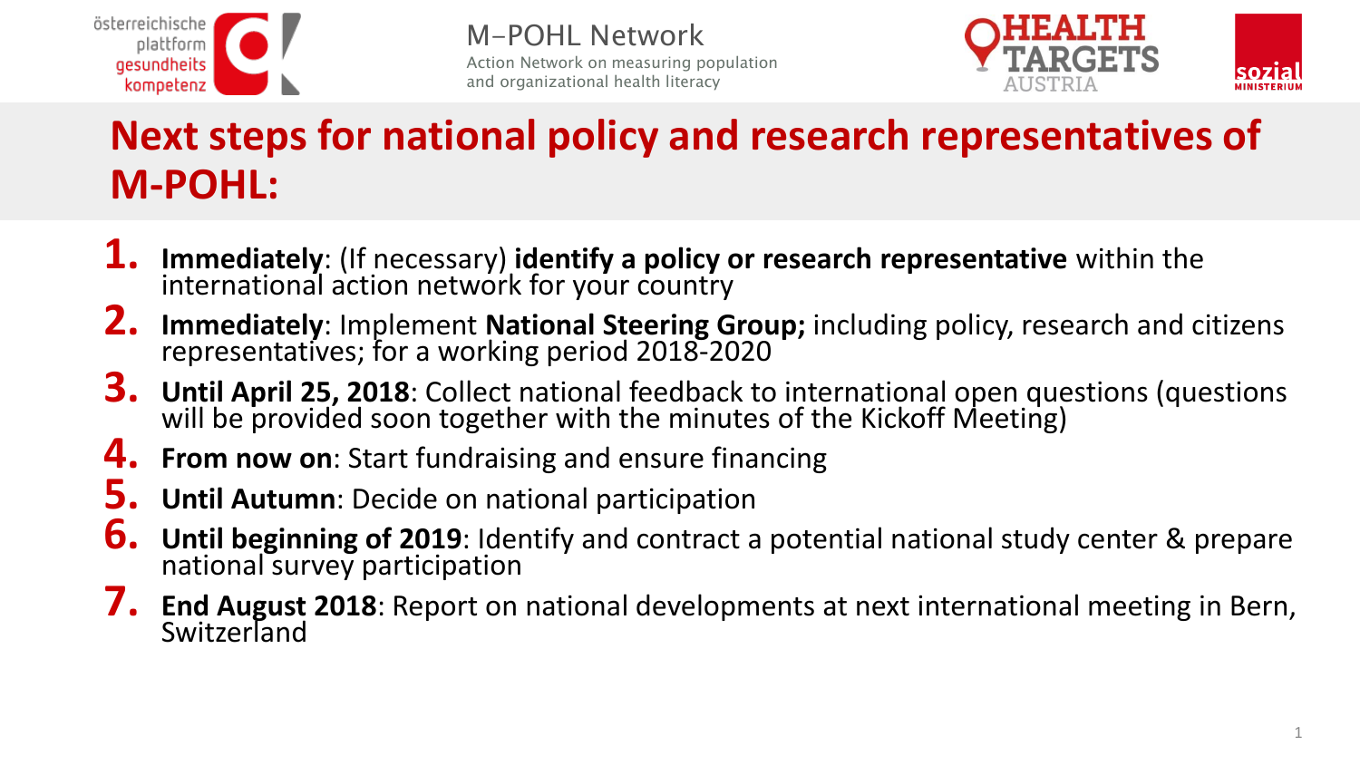# Next steps for national policy and research representatives of M-POHL:

1. **Immediately**: (If necessary) **identify a policy or research representative** within the international action network for your country
2. **Immediately**: Implement **National Steering Group;** including policy, research and citizens representatives; for a working period 2018-2020
3. **Until April 25, 2018**: Collect national feedback to international open questions (questions will be provided soon together with the minutes of the Kickoff Meeting)
4. **From now on**: Start fundraising and ensure financing
5. **Until Autumn**: Decide on national participation
6. **Until beginning of 2019**: Identify and contract a potential national study center & prepare national survey participation
7. **End August 2018**: Report on national developments at next international meeting in Bern, Switzerland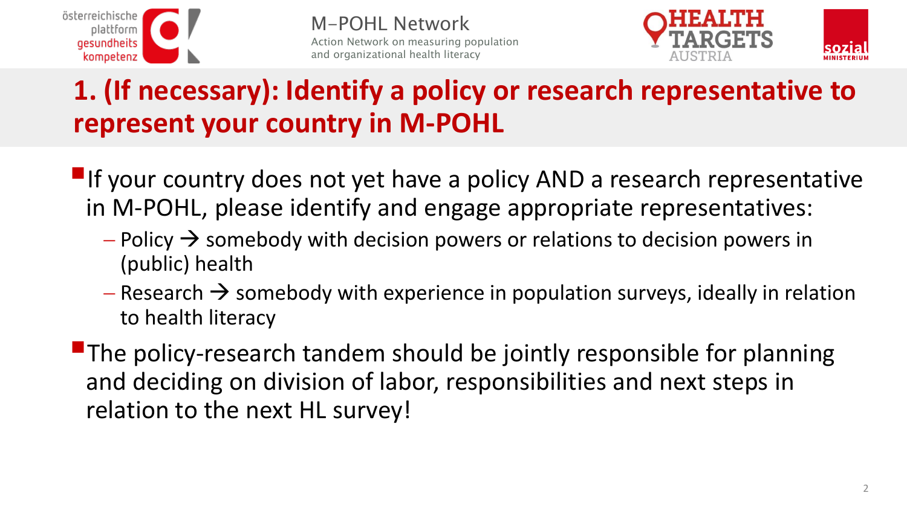# 1. (If necessary): Identify a policy or research representative to represent your country in M-POHL

- If your country does not yet have a policy AND a research representative in M-POHL, please identify and engage appropriate representatives:
  - Policy → somebody with decision powers or relations to decision powers in (public) health
  - Research → somebody with experience in population surveys, ideally in relation to health literacy
- The policy-research tandem should be jointly responsible for planning and deciding on division of labor, responsibilities and next steps in relation to the next HL survey!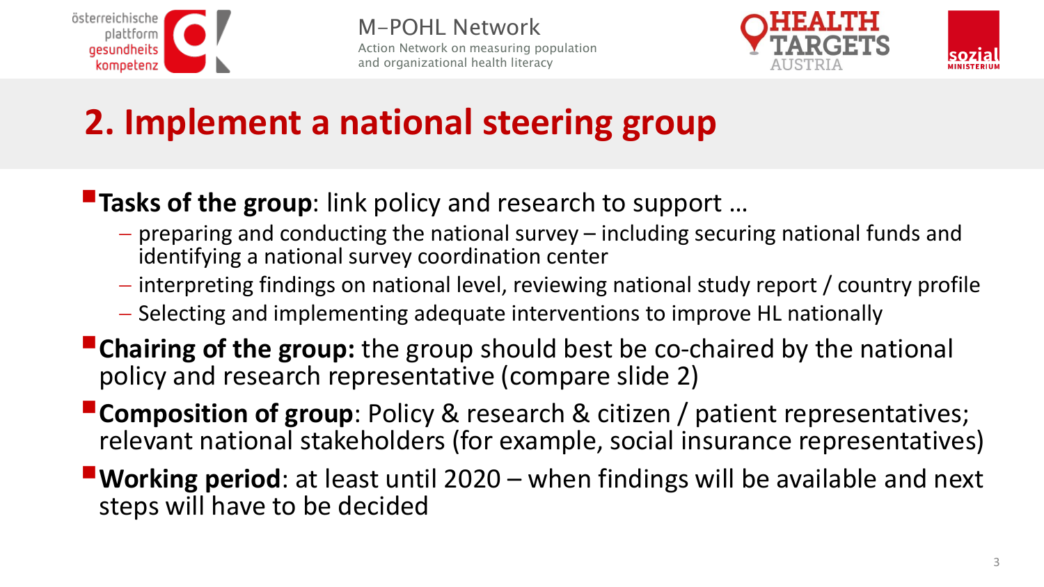## 2. Implement a national steering group

- **Tasks of the group**: link policy and research to support …
  - preparing and conducting the national survey – including securing national funds and identifying a national survey coordination center
  - interpreting findings on national level, reviewing national study report / country profile
  - Selecting and implementing adequate interventions to improve HL nationally
- **Chairing of the group:** the group should best be co-chaired by the national policy and research representative (compare slide 2)
- **Composition of group**: Policy & research & citizen / patient representatives; relevant national stakeholders (for example, social insurance representatives)
- **Working period**: at least until 2020 – when findings will be available and next steps will have to be decided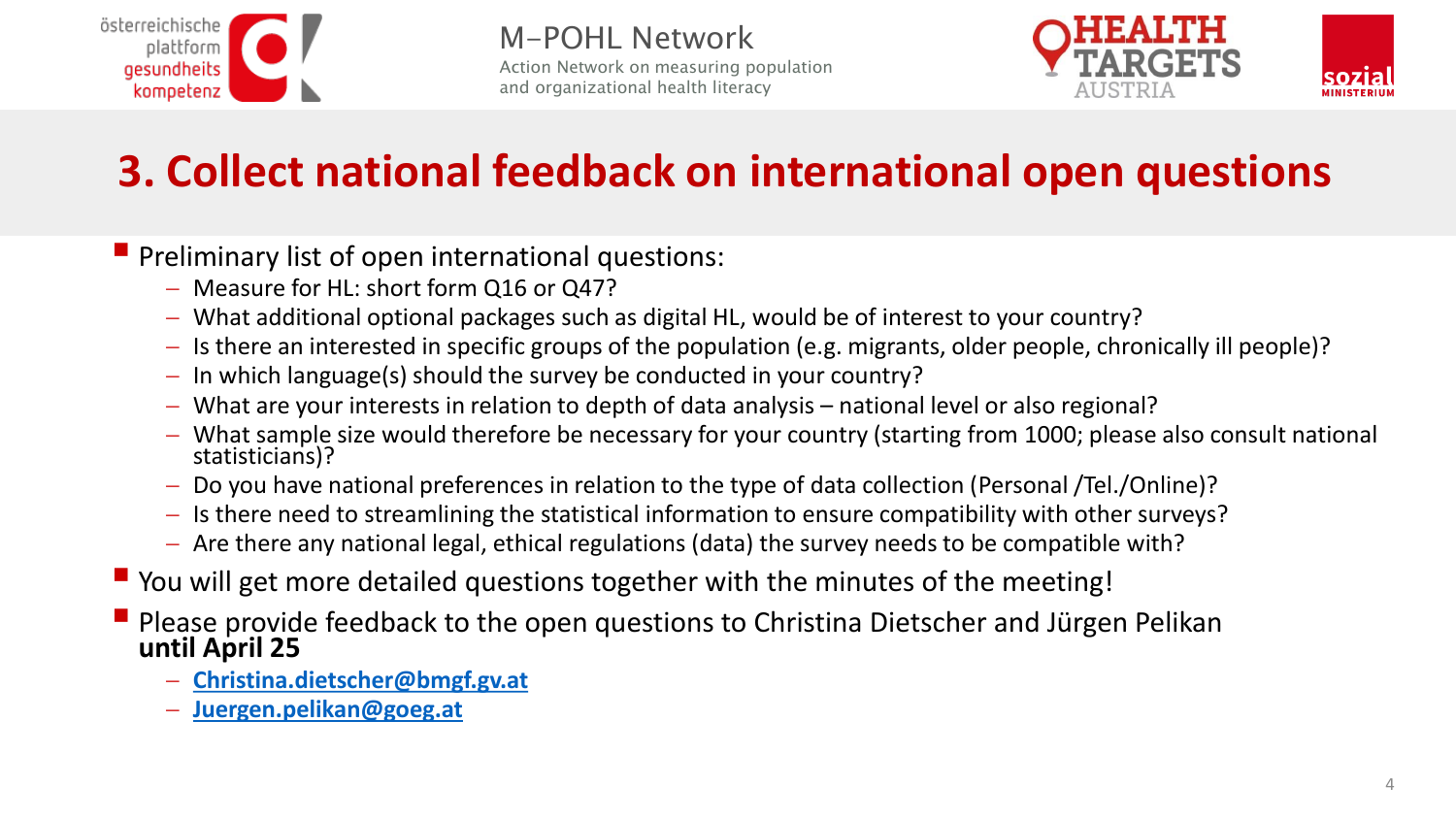# 3. Collect national feedback on international open questions

- Preliminary list of open international questions:
  - Measure for HL: short form Q16 or Q47?
  - What additional optional packages such as digital HL, would be of interest to your country?
  - Is there an interested in specific groups of the population (e.g. migrants, older people, chronically ill people)?
  - In which language(s) should the survey be conducted in your country?
  - What are your interests in relation to depth of data analysis – national level or also regional?
  - What sample size would therefore be necessary for your country (starting from 1000; please also consult national statisticians)?
  - Do you have national preferences in relation to the type of data collection (Personal /Tel./Online)?
  - Is there need to streamlining the statistical information to ensure compatibility with other surveys?
  - Are there any national legal, ethical regulations (data) the survey needs to be compatible with?
- You will get more detailed questions together with the minutes of the meeting!
- Please provide feedback to the open questions to Christina Dietscher and Jürgen Pelikan **until April 25**
  - **Christina.dietscher@bmgf.gv.at**
  - **Juergen.pelikan@goeg.at**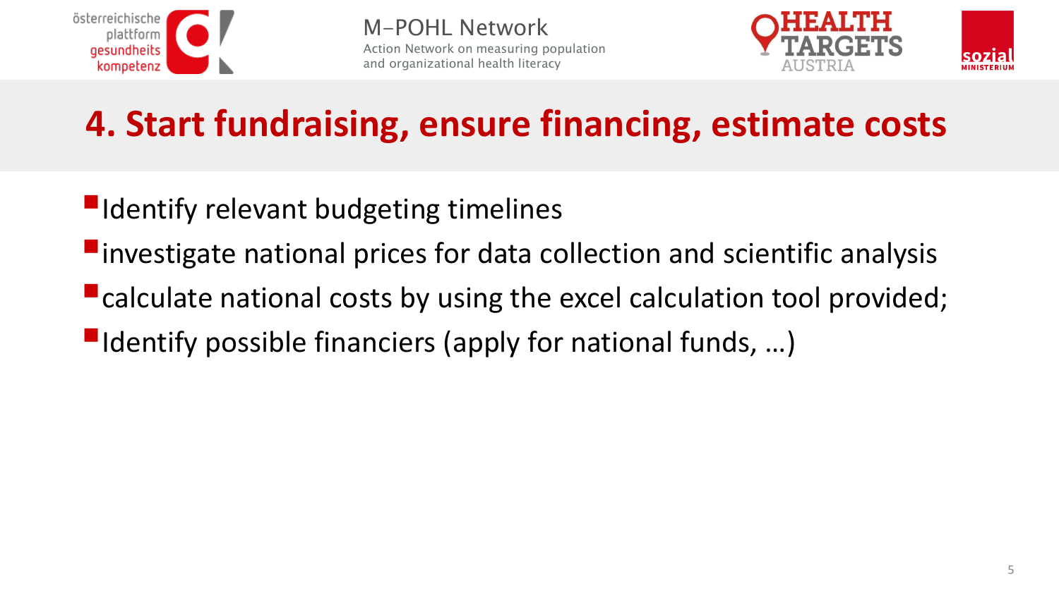# 4. Start fundraising, ensure financing, estimate costs

- Identify relevant budgeting timelines
- investigate national prices for data collection and scientific analysis
- calculate national costs by using the excel calculation tool provided;
- Identify possible financiers (apply for national funds, …)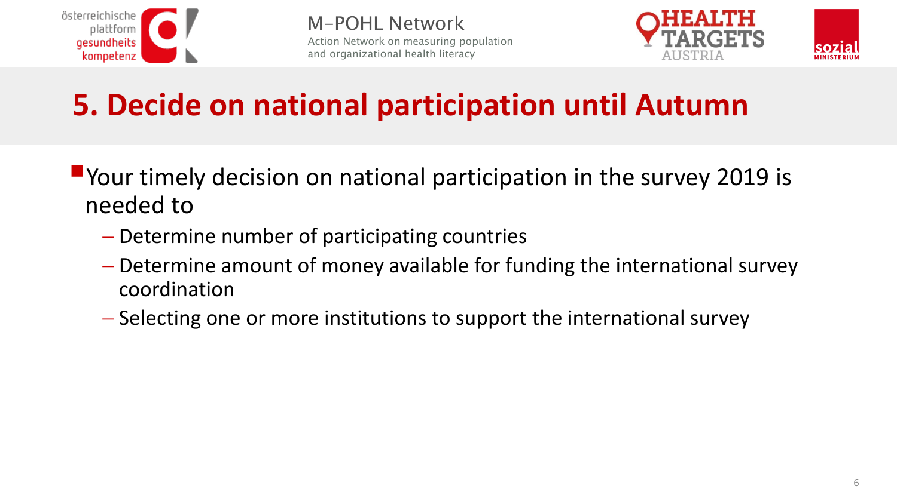# 5. Decide on national participation until Autumn

- Your timely decision on national participation in the survey 2019 is needed to
  - Determine number of participating countries
  - Determine amount of money available for funding the international survey coordination
  - Selecting one or more institutions to support the international survey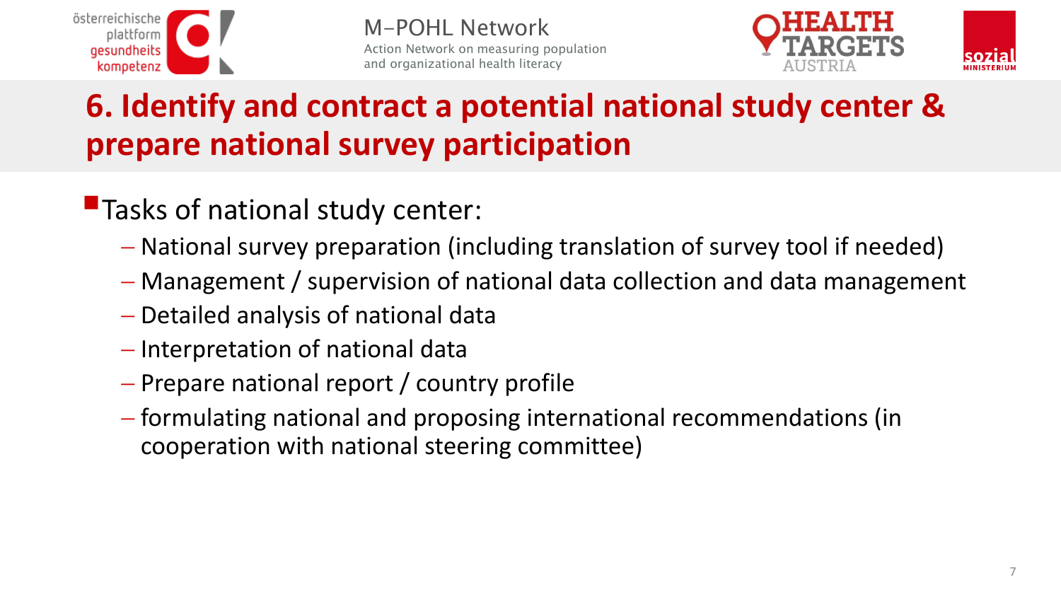# 6. Identify and contract a potential national study center & prepare national survey participation

- Tasks of national study center:
  - National survey preparation (including translation of survey tool if needed)
  - Management / supervision of national data collection and data management
  - Detailed analysis of national data
  - Interpretation of national data
  - Prepare national report / country profile
  - formulating national and proposing international recommendations (in cooperation with national steering committee)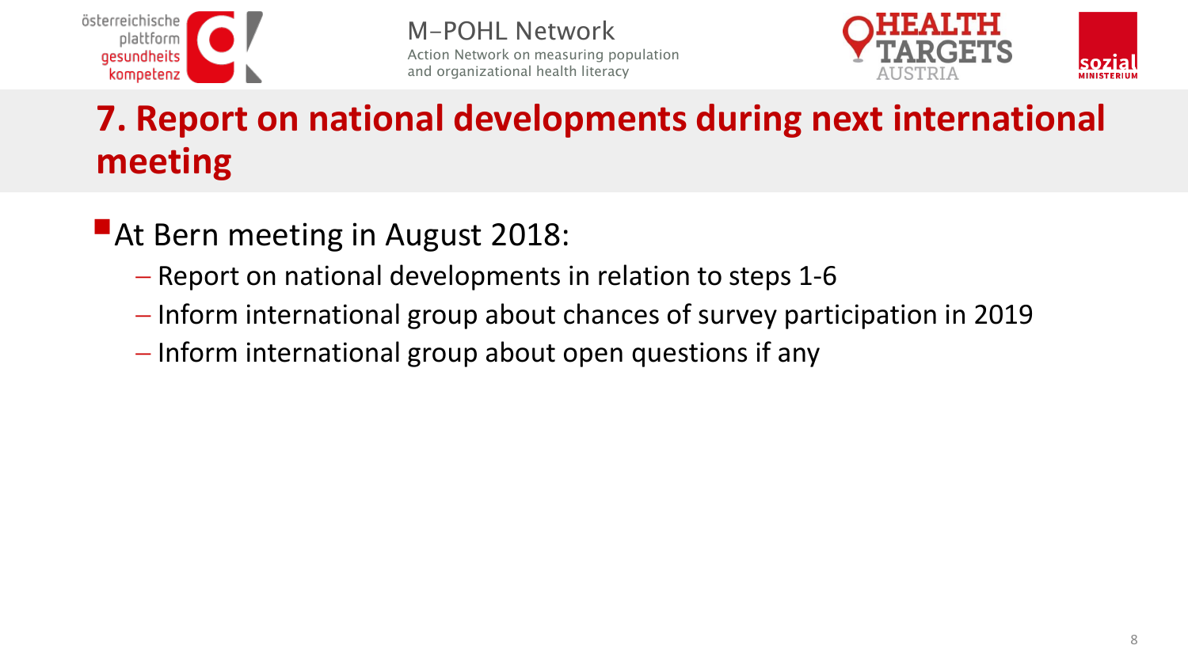# 7. Report on national developments during next international meeting

- At Bern meeting in August 2018:
  - Report on national developments in relation to steps 1-6
  - Inform international group about chances of survey participation in 2019
  - Inform international group about open questions if any